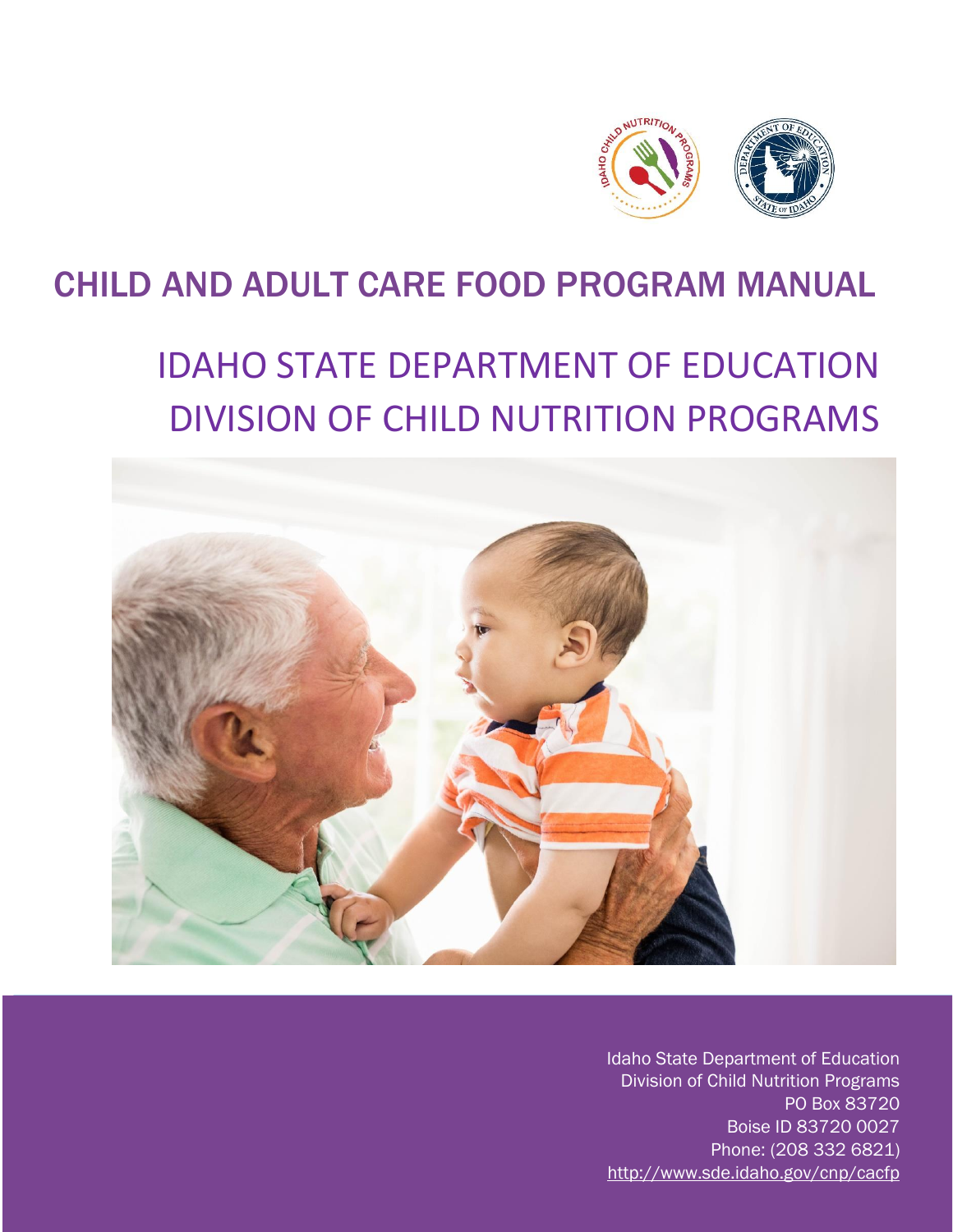# CHILD AND ADULT CARE FOOD PROGRAM MANUAL

## IDAHO STATE DEPARTMENT OF EDUCATION
## DIVISION OF CHILD NUTRITION PROGRAMS

Idaho State Department of Education
Division of Child Nutrition Programs
PO Box 83720
Boise ID 83720 0027
Phone: (208 332 6821)
http://www.sde.idaho.gov/cnp/cacfp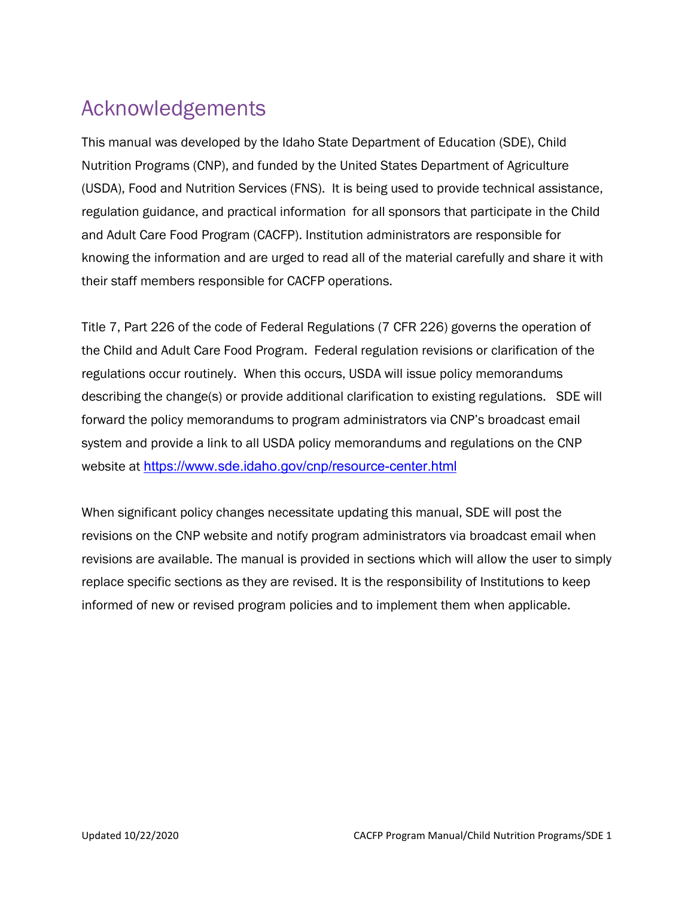# Acknowledgements

This manual was developed by the Idaho State Department of Education (SDE), Child Nutrition Programs (CNP), and funded by the United States Department of Agriculture (USDA), Food and Nutrition Services (FNS). It is being used to provide technical assistance, regulation guidance, and practical information for all sponsors that participate in the Child and Adult Care Food Program (CACFP). Institution administrators are responsible for knowing the information and are urged to read all of the material carefully and share it with their staff members responsible for CACFP operations.

Title 7, Part 226 of the code of Federal Regulations (7 CFR 226) governs the operation of the Child and Adult Care Food Program. Federal regulation revisions or clarification of the regulations occur routinely. When this occurs, USDA will issue policy memorandums describing the change(s) or provide additional clarification to existing regulations. SDE will forward the policy memorandums to program administrators via CNP's broadcast email system and provide a link to all USDA policy memorandums and regulations on the CNP website at https://www.sde.idaho.gov/cnp/resource-center.html

When significant policy changes necessitate updating this manual, SDE will post the revisions on the CNP website and notify program administrators via broadcast email when revisions are available. The manual is provided in sections which will allow the user to simply replace specific sections as they are revised. It is the responsibility of Institutions to keep informed of new or revised program policies and to implement them when applicable.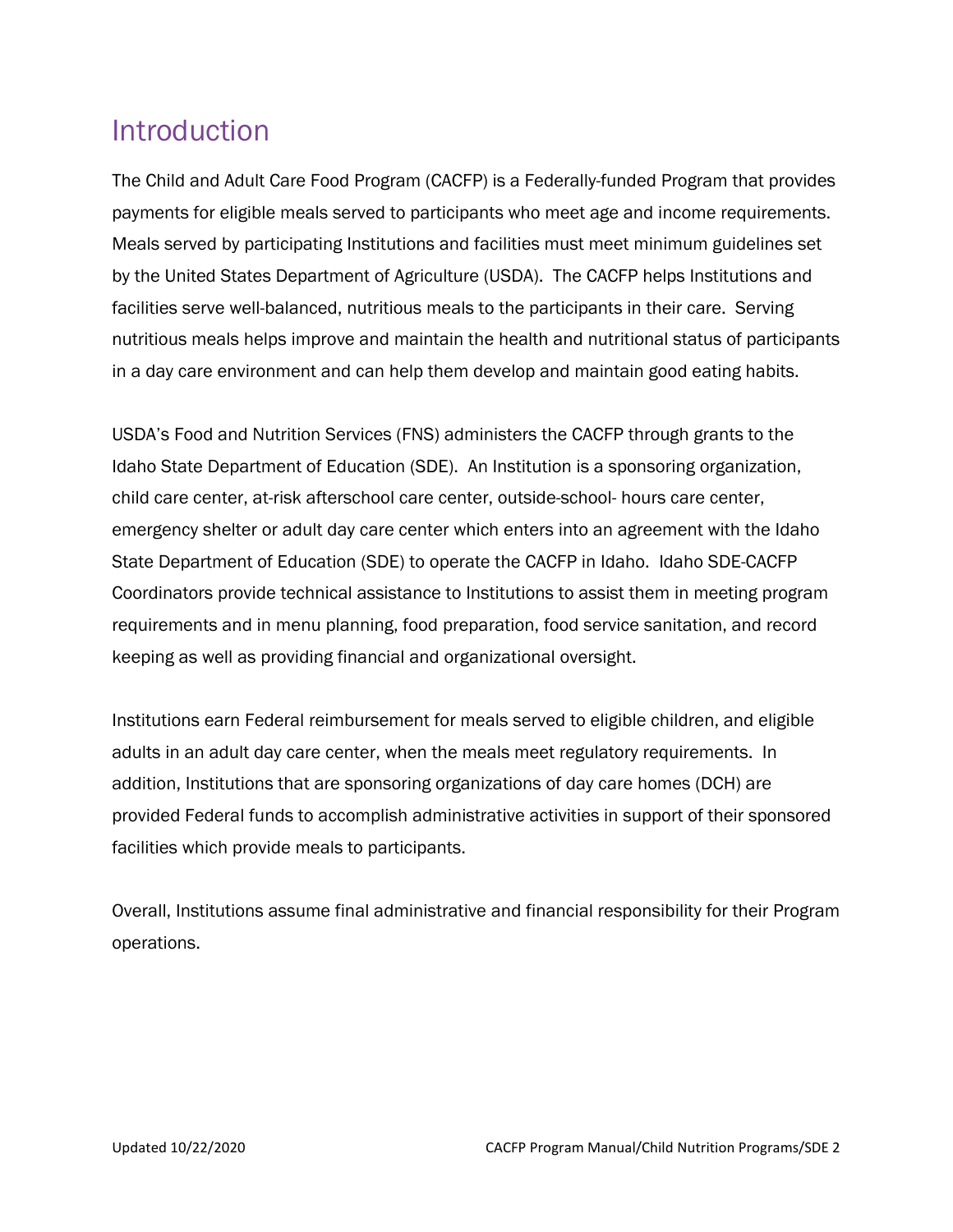# Introduction

The Child and Adult Care Food Program (CACFP) is a Federally-funded Program that provides payments for eligible meals served to participants who meet age and income requirements. Meals served by participating Institutions and facilities must meet minimum guidelines set by the United States Department of Agriculture (USDA). The CACFP helps Institutions and facilities serve well-balanced, nutritious meals to the participants in their care. Serving nutritious meals helps improve and maintain the health and nutritional status of participants in a day care environment and can help them develop and maintain good eating habits.

USDA's Food and Nutrition Services (FNS) administers the CACFP through grants to the Idaho State Department of Education (SDE). An Institution is a sponsoring organization, child care center, at-risk afterschool care center, outside-school- hours care center, emergency shelter or adult day care center which enters into an agreement with the Idaho State Department of Education (SDE) to operate the CACFP in Idaho. Idaho SDE-CACFP Coordinators provide technical assistance to Institutions to assist them in meeting program requirements and in menu planning, food preparation, food service sanitation, and record keeping as well as providing financial and organizational oversight.

Institutions earn Federal reimbursement for meals served to eligible children, and eligible adults in an adult day care center, when the meals meet regulatory requirements. In addition, Institutions that are sponsoring organizations of day care homes (DCH) are provided Federal funds to accomplish administrative activities in support of their sponsored facilities which provide meals to participants.

Overall, Institutions assume final administrative and financial responsibility for their Program operations.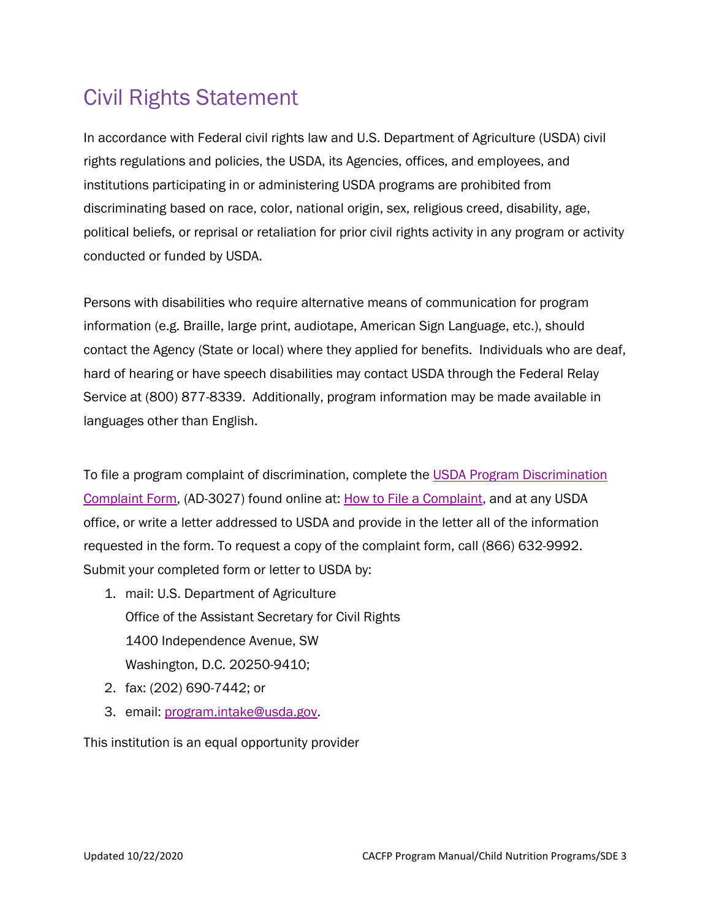# Civil Rights Statement

In accordance with Federal civil rights law and U.S. Department of Agriculture (USDA) civil rights regulations and policies, the USDA, its Agencies, offices, and employees, and institutions participating in or administering USDA programs are prohibited from discriminating based on race, color, national origin, sex, religious creed, disability, age, political beliefs, or reprisal or retaliation for prior civil rights activity in any program or activity conducted or funded by USDA.

Persons with disabilities who require alternative means of communication for program information (e.g. Braille, large print, audiotape, American Sign Language, etc.), should contact the Agency (State or local) where they applied for benefits. Individuals who are deaf, hard of hearing or have speech disabilities may contact USDA through the Federal Relay Service at (800) 877-8339. Additionally, program information may be made available in languages other than English.

To file a program complaint of discrimination, complete the USDA Program Discrimination Complaint Form, (AD-3027) found online at: How to File a Complaint, and at any USDA office, or write a letter addressed to USDA and provide in the letter all of the information requested in the form. To request a copy of the complaint form, call (866) 632-9992. Submit your completed form or letter to USDA by:

1. mail: U.S. Department of Agriculture
   Office of the Assistant Secretary for Civil Rights
   1400 Independence Avenue, SW
   Washington, D.C. 20250-9410;
2. fax: (202) 690-7442; or
3. email: program.intake@usda.gov.

This institution is an equal opportunity provider